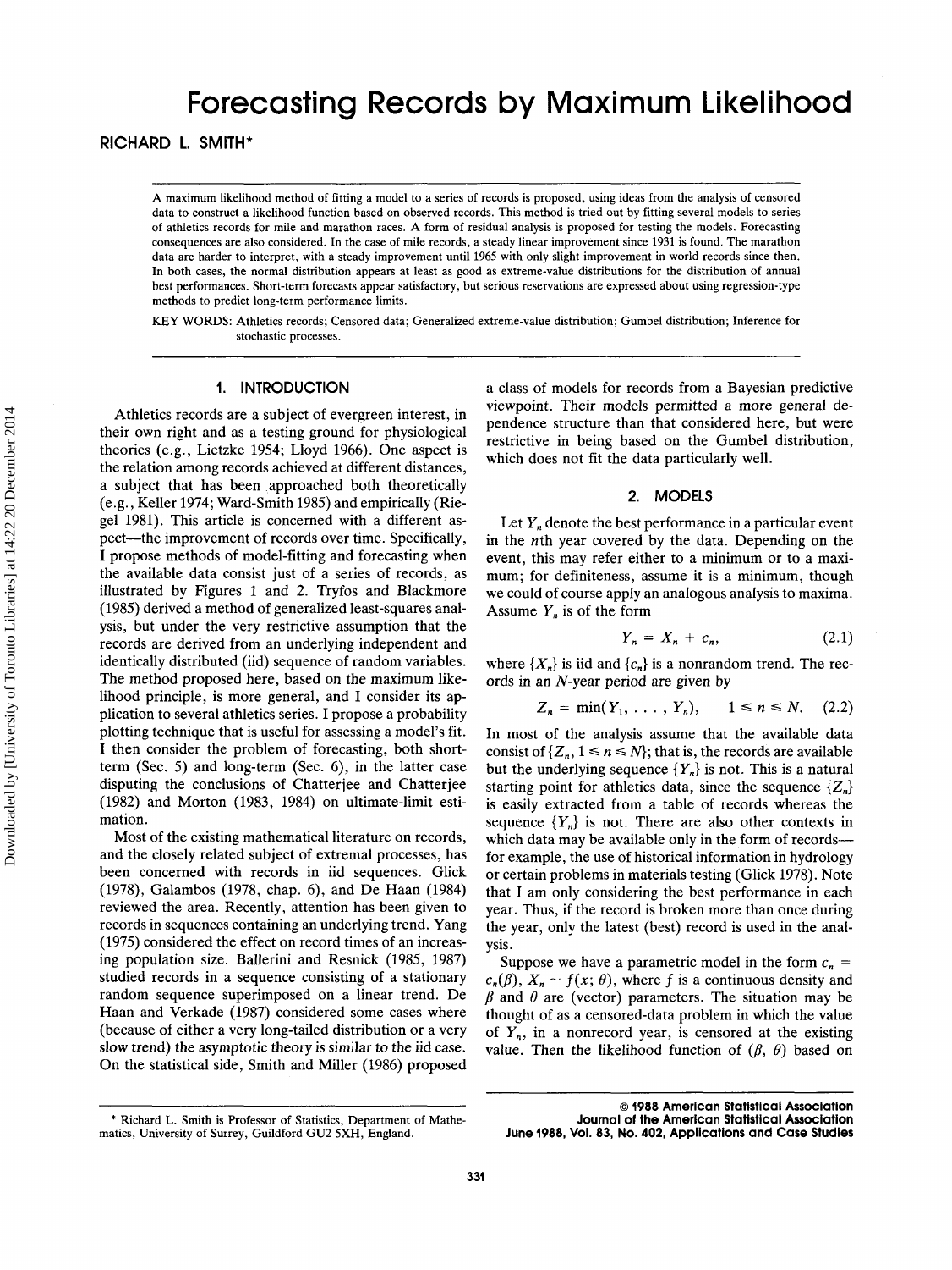# Forecasting Records by Maximum Likelihood

**RICHARD L. SMITH***

A maximum likelihood method of fitting a model to a series of records is proposed, using ideas from the analysis of censored data to construct a likelihood function based on observed records. This method is tried out by fitting several models to series of athletics records for mile and marathon races. A form of residual analysis is proposed for testing the models. Forecasting consequences are also considered. In the case of mile records, a steady linear improvement since 1931 is found. The marathon data are harder to interpret, with a steady improvement until 1965 with only slight improvement in world records since then. In both cases, the normal distribution appears at least as good as extreme-value distributions for the distribution of annual best performances. Short-term forecasts appear satisfactory, but serious reservations are expressed about using regression-type methods to predict long-term performance limits.

KEY WORDS: Athletics records; Censored data; Generalized extreme-value distribution; Gumbel distribution; Inference for stochastic processes.

## 1. INTRODUCTION

Athletics records are a subject of evergreen interest, in their own right and as a testing ground for physiological theories (e.g., Lietzke 1954; Lloyd 1966). One aspect is the relation among records achieved at different distances, a subject that has been approached both theoretically (e.g., Keller 1974; Ward-Smith 1985) and empirically (Riegel 1981). This article is concerned with a different aspect—the improvement of records over time. Specifically, I propose methods of model-fitting and forecasting when the available data consist just of a series of records, as illustrated by Figures 1 and 2. Tryfos and Blackmore (1985) derived a method of generalized least-squares analysis, but under the very restrictive assumption that the records are derived from an underlying independent and identically distributed (iid) sequence of random variables. The method proposed here, based on the maximum likelihood principle, is more general, and I consider its application to several athletics series. I propose a probability plotting technique that is useful for assessing a model's fit. I then consider the problem of forecasting, both short-term (Sec. 5) and long-term (Sec. 6), in the latter case disputing the conclusions of Chatterjee and Chatterjee (1982) and Morton (1983, 1984) on ultimate-limit estimation.

Most of the existing mathematical literature on records, and the closely related subject of extremal processes, has been concerned with records in iid sequences. Glick (1978), Galambos (1978, chap. 6), and De Haan (1984) reviewed the area. Recently, attention has been given to records in sequences containing an underlying trend. Yang (1975) considered the effect on record times of an increasing population size. Ballerini and Resnick (1985, 1987) studied records in a sequence consisting of a stationary random sequence superimposed on a linear trend. De Haan and Verkade (1987) considered some cases where (because of either a very long-tailed distribution or a very slow trend) the asymptotic theory is similar to the iid case. On the statistical side, Smith and Miller (1986) proposed a class of models for records from a Bayesian predictive viewpoint. Their models permitted a more general dependence structure than that considered here, but were restrictive in being based on the Gumbel distribution, which does not fit the data particularly well.

## 2. MODELS

Let $Y_n$ denote the best performance in a particular event in the $n$th year covered by the data. Depending on the event, this may refer either to a minimum or to a maximum; for definiteness, assume it is a minimum, though we could of course apply an analogous analysis to maxima. Assume $Y_n$ is of the form

$$Y_n = X_n + c_n, \tag{2.1}$$

where $\{X_n\}$ is iid and $\{c_n\}$ is a nonrandom trend. The records in an $N$-year period are given by

$$Z_n = \min(Y_1, \ldots, Y_n), \qquad 1 \leq n \leq N. \tag{2.2}$$

In most of the analysis assume that the available data consist of $\{Z_n, 1 \leq n \leq N\}$; that is, the records are available but the underlying sequence $\{Y_n\}$ is not. This is a natural starting point for athletics data, since the sequence $\{Z_n\}$ is easily extracted from a table of records whereas the sequence $\{Y_n\}$ is not. There are also other contexts in which data may be available only in the form of records—for example, the use of historical information in hydrology or certain problems in materials testing (Glick 1978). Note that I am only considering the best performance in each year. Thus, if the record is broken more than once during the year, only the latest (best) record is used in the analysis.

Suppose we have a parametric model in the form $c_n = c_n(\beta)$, $X_n \sim f(x; \theta)$, where $f$ is a continuous density and $\beta$ and $\theta$ are (vector) parameters. The situation may be thought of as a censored-data problem in which the value of $Y_n$, in a nonrecord year, is censored at the existing value. Then the likelihood function of $(\beta, \theta)$ based on

---

* Richard L. Smith is Professor of Statistics, Department of Mathematics, University of Surrey, Guildford GU2 5XH, England.

© 1988 American Statistical Association
Journal of the American Statistical Association
June 1988, Vol. 83, No. 402, Applications and Case Studies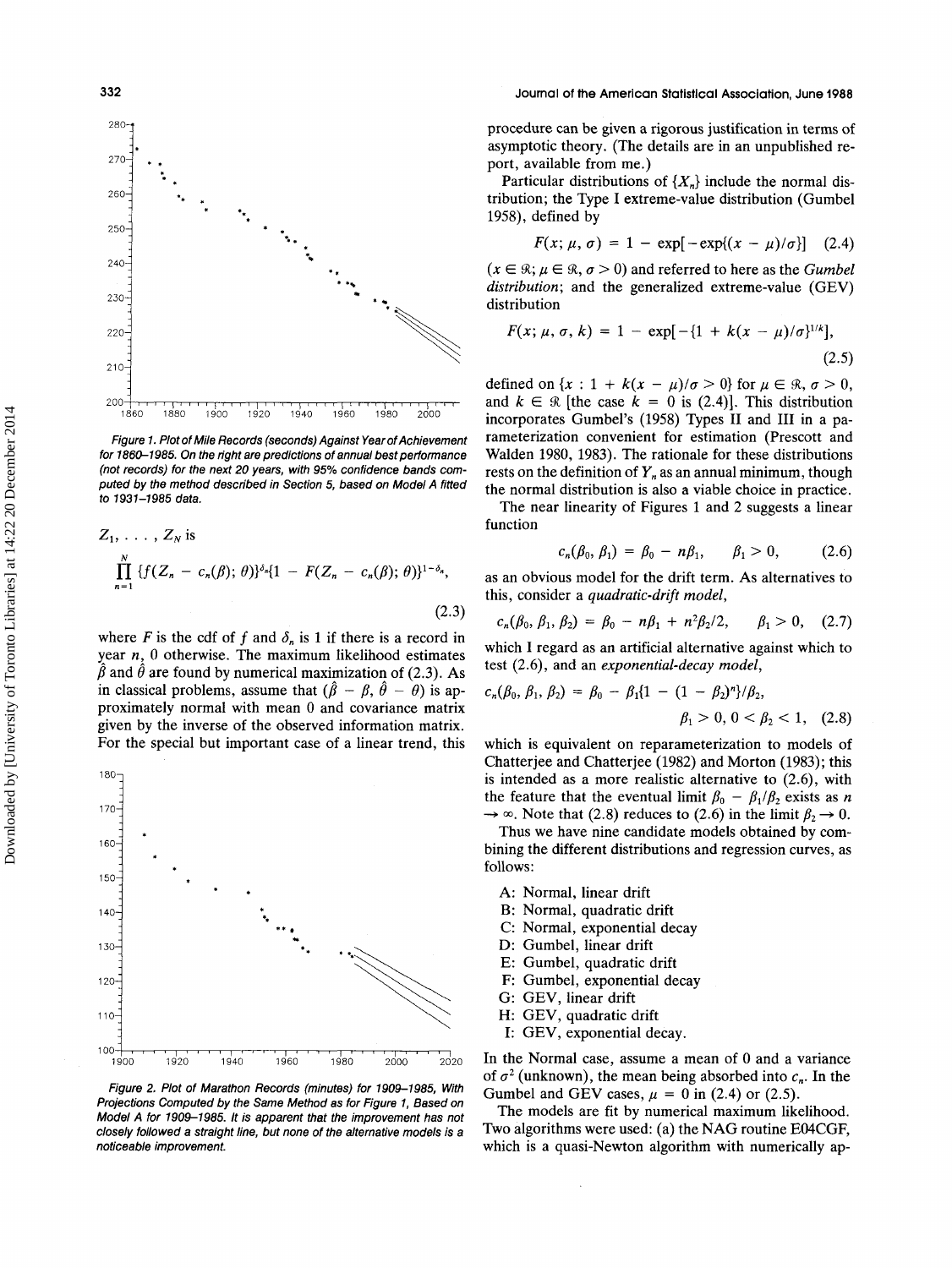Figure 1. Plot of Mile Records (seconds) Against Year of Achievement for 1860–1985. On the right are predictions of annual best performance (not records) for the next 20 years, with 95% confidence bands computed by the method described in Section 5, based on Model A fitted to 1931–1985 data.

$Z_1, \ldots, Z_N$ is

$$\prod_{n=1}^{N} \{f(Z_n - c_n(\beta); \theta)\}^{\delta_n}\{1 - F(Z_n - c_n(\beta); \theta)\}^{1-\delta_n}, \tag{2.3}$$

where $F$ is the cdf of $f$ and $\delta_n$ is 1 if there is a record in year $n$, 0 otherwise. The maximum likelihood estimates $\hat{\beta}$ and $\hat{\theta}$ are found by numerical maximization of (2.3). As in classical problems, assume that $(\hat{\beta} - \beta, \hat{\theta} - \theta)$ is approximately normal with mean 0 and covariance matrix given by the inverse of the observed information matrix. For the special but important case of a linear trend, this

Figure 2. Plot of Marathon Records (minutes) for 1909–1985, With Projections Computed by the Same Method as for Figure 1, Based on Model A for 1909–1985. It is apparent that the improvement has not closely followed a straight line, but none of the alternative models is a noticeable improvement.

procedure can be given a rigorous justification in terms of asymptotic theory. (The details are in an unpublished report, available from me.)

Particular distributions of $\{X_n\}$ include the normal distribution; the Type I extreme-value distribution (Gumbel 1958), defined by

$$F(x; \mu, \sigma) = 1 - \exp[-\exp\{(x - \mu)/\sigma\}] \tag{2.4}$$

($x \in \Re$; $\mu \in \Re$, $\sigma > 0$) and referred to here as the *Gumbel distribution*; and the generalized extreme-value (GEV) distribution

$$F(x; \mu, \sigma, k) = 1 - \exp[-\{1 + k(x - \mu)/\sigma\}^{1/k}], \tag{2.5}$$

defined on $\{x : 1 + k(x - \mu)/\sigma > 0\}$ for $\mu \in \Re$, $\sigma > 0$, and $k \in \Re$ [the case $k = 0$ is (2.4)]. This distribution incorporates Gumbel's (1958) Types II and III in a parameterization convenient for estimation (Prescott and Walden 1980, 1983). The rationale for these distributions rests on the definition of $Y_n$ as an annual minimum, though the normal distribution is also a viable choice in practice.

The near linearity of Figures 1 and 2 suggests a linear function

$$c_n(\beta_0, \beta_1) = \beta_0 - n\beta_1, \qquad \beta_1 > 0, \tag{2.6}$$

as an obvious model for the drift term. As alternatives to this, consider a *quadratic-drift model*,

$$c_n(\beta_0, \beta_1, \beta_2) = \beta_0 - n\beta_1 + n^2\beta_2/2, \qquad \beta_1 > 0, \tag{2.7}$$

which I regard as an artificial alternative against which to test (2.6), and an *exponential-decay model*,

$$c_n(\beta_0, \beta_1, \beta_2) = \beta_0 - \beta_1\{1 - (1 - \beta_2)^n\}/\beta_2, \qquad \beta_1 > 0, 0 < \beta_2 < 1, \tag{2.8}$$

which is equivalent on reparameterization to models of Chatterjee and Chatterjee (1982) and Morton (1983); this is intended as a more realistic alternative to (2.6), with the feature that the eventual limit $\beta_0 - \beta_1/\beta_2$ exists as $n \to \infty$. Note that (2.8) reduces to (2.6) in the limit $\beta_2 \to 0$.

Thus we have nine candidate models obtained by combining the different distributions and regression curves, as follows:

A: Normal, linear drift
B: Normal, quadratic drift
C: Normal, exponential decay
D: Gumbel, linear drift
E: Gumbel, quadratic drift
F: Gumbel, exponential decay
G: GEV, linear drift
H: GEV, quadratic drift
I: GEV, exponential decay.

In the Normal case, assume a mean of 0 and a variance of $\sigma^2$ (unknown), the mean being absorbed into $c_n$. In the Gumbel and GEV cases, $\mu = 0$ in (2.4) or (2.5).

The models are fit by numerical maximum likelihood. Two algorithms were used: (a) the NAG routine E04CGF, which is a quasi-Newton algorithm with numerically ap-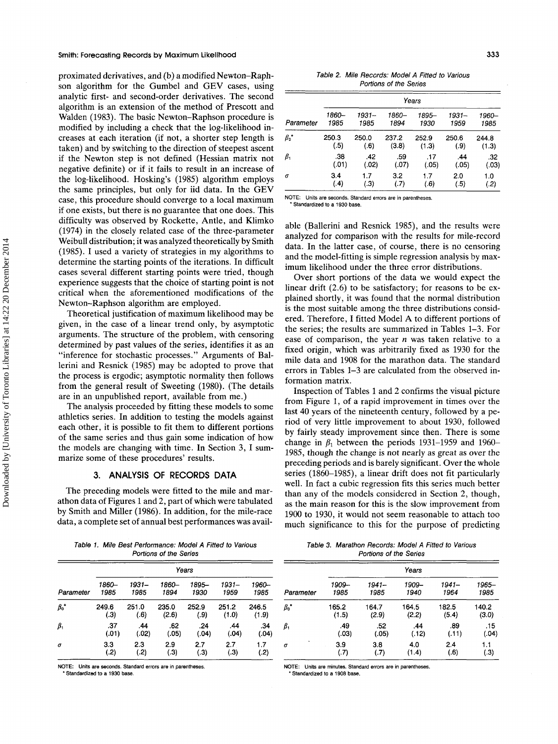proximated derivatives, and (b) a modified Newton–Raphson algorithm for the Gumbel and GEV cases, using analytic first- and second-order derivatives. The second algorithm is an extension of the method of Prescott and Walden (1983). The basic Newton–Raphson procedure is modified by including a check that the log-likelihood increases at each iteration (if not, a shorter step length is taken) and by switching to the direction of steepest ascent if the Newton step is not defined (Hessian matrix not negative definite) or if it fails to result in an increase of the log-likelihood. Hosking's (1985) algorithm employs the same principles, but only for iid data. In the GEV case, this procedure should converge to a local maximum if one exists, but there is no guarantee that one does. This difficulty was observed by Rockette, Antle, and Klimko (1974) in the closely related case of the three-parameter Weibull distribution; it was analyzed theoretically by Smith (1985). I used a variety of strategies in my algorithms to determine the starting points of the iterations. In difficult cases several different starting points were tried, though experience suggests that the choice of starting point is not critical when the aforementioned modifications of the Newton–Raphson algorithm are employed.

Theoretical justification of maximum likelihood may be given, in the case of a linear trend only, by asymptotic arguments. The structure of the problem, with censoring determined by past values of the series, identifies it as an "inference for stochastic processes." Arguments of Ballerini and Resnick (1985) may be adopted to prove that the process is ergodic; asymptotic normality then follows from the general result of Sweeting (1980). (The details are in an unpublished report, available from me.)

The analysis proceeded by fitting these models to some athletics series. In addition to testing the models against each other, it is possible to fit them to different portions of the same series and thus gain some indication of how the models are changing with time. In Section 3, I summarize some of these procedures' results.

## 3. ANALYSIS OF RECORDS DATA

The preceding models were fitted to the mile and marathon data of Figures 1 and 2, part of which were tabulated by Smith and Miller (1986). In addition, for the mile-race data, a complete set of annual best performances was available (Ballerini and Resnick 1985), and the results were analyzed for comparison with the results for mile-record data. In the latter case, of course, there is no censoring and the model-fitting is simple regression analysis by maximum likelihood under the three error distributions.

Over short portions of the data we would expect the linear drift (2.6) to be satisfactory; for reasons to be explained shortly, it was found that the normal distribution is the most suitable among the three distributions considered. Therefore, I fitted Model A to different portions of the series; the results are summarized in Tables 1–3. For ease of comparison, the year $n$ was taken relative to a fixed origin, which was arbitrarily fixed as 1930 for the mile data and 1908 for the marathon data. The standard errors in Tables 1–3 are calculated from the observed information matrix.

Inspection of Tables 1 and 2 confirms the visual picture from Figure 1, of a rapid improvement in times over the last 40 years of the nineteenth century, followed by a period of very little improvement to about 1930, followed by fairly steady improvement since then. There is some change in $\beta_1$ between the periods 1931–1959 and 1960–1985, though the change is not nearly as great as over the preceding periods and is barely significant. Over the whole series (1860–1985), a linear drift does not fit particularly well. In fact a cubic regression fits this series much better than any of the models considered in Section 2, though, as the main reason for this is the slow improvement from 1900 to 1930, it would not seem reasonable to attach too much significance to this for the purpose of predicting

Table 1. Mile Best Performance: Model A Fitted to Various Portions of the Series

| | Years | | | | | |
|---|---|---|---|---|---|---|
| Parameter | 1860–1985 | 1931–1985 | 1860–1894 | 1895–1930 | 1931–1959 | 1960–1985 |
| $\beta_0^*$ | 249.6 | 251.0 | 235.0 | 252.9 | 251.2 | 246.5 |
| | (.3) | (.6) | (2.6) | (.9) | (1.0) | (1.9) |
| $\beta_1$ | .37 | .44 | .62 | .24 | .44 | .34 |
| | (.01) | (.02) | (.05) | (.04) | (.04) | (.04) |
| $\sigma$ | 3.3 | 2.3 | 2.9 | 2.7 | 2.7 | 1.7 |
| | (.2) | (.2) | (.3) | (.3) | (.3) | (.2) |

NOTE: Units are seconds. Standard errors are in parentheses.
* Standardized to a 1930 base.

Table 2. Mile Records: Model A Fitted to Various Portions of the Series

| | Years | | | | | |
|---|---|---|---|---|---|---|
| Parameter | 1860–1985 | 1931–1985 | 1860–1894 | 1895–1930 | 1931–1959 | 1960–1985 |
| $\beta_0^*$ | 250.3 | 250.0 | 237.2 | 252.9 | 250.6 | 244.8 |
| | (.5) | (.6) | (3.8) | (1.3) | (.9) | (1.3) |
| $\beta_1$ | .38 | .42 | .59 | .17 | .44 | .32 |
| | (.01) | (.02) | (.07) | (.05) | (.05) | (.03) |
| $\sigma$ | 3.4 | 1.7 | 3.2 | 1.7 | 2.0 | 1.0 |
| | (.4) | (.3) | (.7) | (.6) | (.5) | (.2) |

NOTE: Units are seconds. Standard errors are in parentheses.
* Standardized to a 1930 base.

Table 3. Marathon Records: Model A Fitted to Various Portions of the Series

| | Years | | | | |
|---|---|---|---|---|---|
| Parameter | 1909–1985 | 1941–1985 | 1909–1940 | 1941–1964 | 1965–1985 |
| $\beta_0^*$ | 165.2 | 164.7 | 164.5 | 182.5 | 140.2 |
| | (1.5) | (2.9) | (2.2) | (5.4) | (3.0) |
| $\beta_1$ | .49 | .52 | .44 | .89 | .15 |
| | (.03) | (.05) | (.12) | (.11) | (.04) |
| $\sigma$ | 3.9 | 3.8 | 4.0 | 2.4 | 1.1 |
| | (.7) | (.7) | (1.4) | (.6) | (.3) |

NOTE: Units are minutes. Standard errors are in parentheses.
* Standardized to a 1908 base.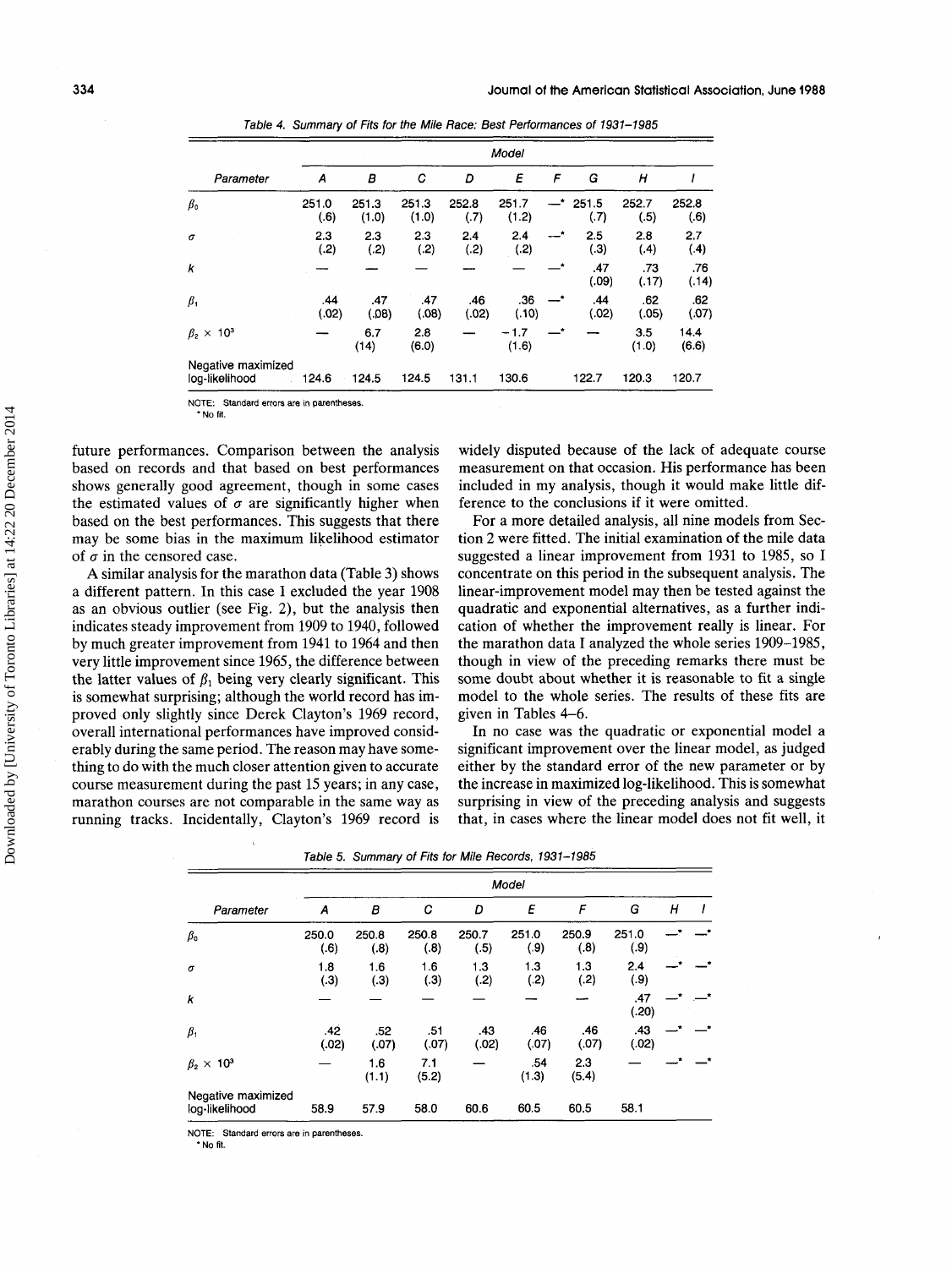Table 4. Summary of Fits for the Mile Race: Best Performances of 1931–1985

| Parameter | Model A | B | C | D | E | F | G | H | I |
|---|---|---|---|---|---|---|---|---|---|
| $\beta_0$ | 251.0 (.6) | 251.3 (1.0) | 251.3 (1.0) | 252.8 (.7) | 251.7 (1.2) | —* | 251.5 (.7) | 252.7 (.5) | 252.8 (.6) |
| $\sigma$ | 2.3 (.2) | 2.3 (.2) | 2.3 (.2) | 2.4 (.2) | 2.4 (.2) | —* | 2.5 (.3) | 2.8 (.4) | 2.7 (.4) |
| $k$ | — | — | — | — | — | —* | .47 (.09) | .73 (.17) | .76 (.14) |
| $\beta_1$ | .44 (.02) | .47 (.08) | .47 (.08) | .46 (.02) | .36 (.10) | —* | .44 (.02) | .62 (.05) | .62 (.07) |
| $\beta_2 \times 10^3$ | — | 6.7 (14) | 2.8 (6.0) | — | −1.7 (1.6) | —* | — | 3.5 (1.0) | 14.4 (6.6) |
| Negative maximized log-likelihood | 124.6 | 124.5 | 124.5 | 131.1 | 130.6 | | 122.7 | 120.3 | 120.7 |

NOTE: Standard errors are in parentheses.
* No fit.

future performances. Comparison between the analysis based on records and that based on best performances shows generally good agreement, though in some cases the estimated values of $\sigma$ are significantly higher when based on the best performances. This suggests that there may be some bias in the maximum likelihood estimator of $\sigma$ in the censored case.

A similar analysis for the marathon data (Table 3) shows a different pattern. In this case I excluded the year 1908 as an obvious outlier (see Fig. 2), but the analysis then indicates steady improvement from 1909 to 1940, followed by much greater improvement from 1941 to 1964 and then very little improvement since 1965, the difference between the latter values of $\beta_1$ being very clearly significant. This is somewhat surprising; although the world record has improved only slightly since Derek Clayton's 1969 record, overall international performances have improved considerably during the same period. The reason may have something to do with the much closer attention given to accurate course measurement during the past 15 years; in any case, marathon courses are not comparable in the same way as running tracks. Incidentally, Clayton's 1969 record is widely disputed because of the lack of adequate course measurement on that occasion. His performance has been included in my analysis, though it would make little difference to the conclusions if it were omitted.

For a more detailed analysis, all nine models from Section 2 were fitted. The initial examination of the mile data suggested a linear improvement from 1931 to 1985, so I concentrate on this period in the subsequent analysis. The linear-improvement model may then be tested against the quadratic and exponential alternatives, as a further indication of whether the improvement really is linear. For the marathon data I analyzed the whole series 1909–1985, though in view of the preceding remarks there must be some doubt about whether it is reasonable to fit a single model to the whole series. The results of these fits are given in Tables 4–6.

In no case was the quadratic or exponential model a significant improvement over the linear model, as judged either by the standard error of the new parameter or by the increase in maximized log-likelihood. This is somewhat surprising in view of the preceding analysis and suggests that, in cases where the linear model does not fit well, it

Table 5. Summary of Fits for Mile Records, 1931–1985

| Parameter | Model A | B | C | D | E | F | G | H | I |
|---|---|---|---|---|---|---|---|---|---|
| $\beta_0$ | 250.0 (.6) | 250.8 (.8) | 250.8 (.8) | 250.7 (.5) | 251.0 (.9) | 250.9 (.8) | 251.0 (.9) | —* | —* |
| $\sigma$ | 1.8 (.3) | 1.6 (.3) | 1.6 (.3) | 1.3 (.2) | 1.3 (.2) | 1.3 (.2) | 2.4 (.9) | —* | —* |
| $k$ | — | — | — | — | — | — | .47 (.20) | —* | —* |
| $\beta_1$ | .42 (.02) | .52 (.07) | .51 (.07) | .43 (.02) | .46 (.07) | .46 (.07) | .43 (.02) | —* | —* |
| $\beta_2 \times 10^3$ | — | 1.6 (1.1) | 7.1 (5.2) | — | .54 (1.3) | 2.3 (5.4) | — | —* | —* |
| Negative maximized log-likelihood | 58.9 | 57.9 | 58.0 | 60.6 | 60.5 | 60.5 | 58.1 | | |

NOTE: Standard errors are in parentheses.
* No fit.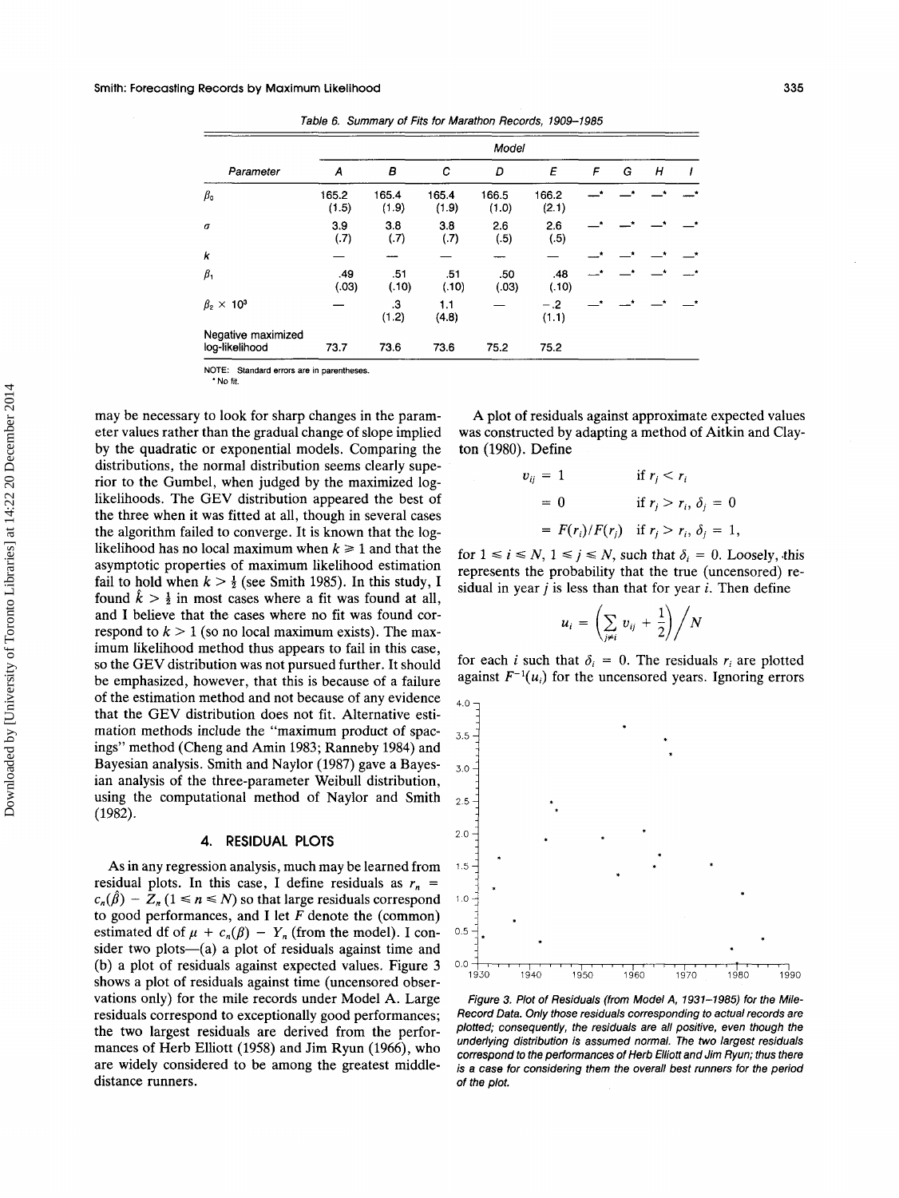Table 6. Summary of Fits for Marathon Records, 1909–1985

| Parameter | Model A | B | C | D | E | F | G | H | I |
|---|---|---|---|---|---|---|---|---|---|
| $\beta_0$ | 165.2 (1.5) | 165.4 (1.9) | 165.4 (1.9) | 166.5 (1.0) | 166.2 (2.1) | —* | —* | —* | —* |
| $\sigma$ | 3.9 (.7) | 3.8 (.7) | 3.8 (.7) | 2.6 (.5) | 2.6 (.5) | —* | —* | —* | —* |
| $k$ | — | — | — | — | — | —* | —* | —* | —* |
| $\beta_1$ | .49 (.03) | .51 (.10) | .51 (.10) | .50 (.03) | .48 (.10) | —* | —* | —* | —* |
| $\beta_2 \times 10^3$ | — | .3 (1.2) | 1.1 (4.8) | — | −.2 (1.1) | —* | —* | —* | —* |
| Negative maximized log-likelihood | 73.7 | 73.6 | 73.6 | 75.2 | 75.2 | | | | |

NOTE: Standard errors are in parentheses.
\* No fit.

may be necessary to look for sharp changes in the parameter values rather than the gradual change of slope implied by the quadratic or exponential models. Comparing the distributions, the normal distribution seems clearly superior to the Gumbel, when judged by the maximized log-likelihoods. The GEV distribution appeared the best of the three when it was fitted at all, though in several cases the algorithm failed to converge. It is known that the log-likelihood has no local maximum when $k \geq 1$ and that the asymptotic properties of maximum likelihood estimation fail to hold when $k > \frac{1}{2}$ (see Smith 1985). In this study, I found $\hat{k} > \frac{1}{2}$ in most cases where a fit was found at all, and I believe that the cases where no fit was found correspond to $k > 1$ (so no local maximum exists). The maximum likelihood method thus appears to fail in this case, so the GEV distribution was not pursued further. It should be emphasized, however, that this is because of a failure of the estimation method and not because of any evidence that the GEV distribution does not fit. Alternative estimation methods include the "maximum product of spacings" method (Cheng and Amin 1983; Ranneby 1984) and Bayesian analysis. Smith and Naylor (1987) gave a Bayesian analysis of the three-parameter Weibull distribution, using the computational method of Naylor and Smith (1982).

## 4. RESIDUAL PLOTS

As in any regression analysis, much may be learned from residual plots. In this case, I define residuals as $r_n = c_n(\hat{\beta}) - Z_n$ $(1 \leq n \leq N)$ so that large residuals correspond to good performances, and I let $F$ denote the (common) estimated df of $\mu + c_n(\beta) - Y_n$ (from the model). I consider two plots—(a) a plot of residuals against time and (b) a plot of residuals against expected values. Figure 3 shows a plot of residuals against time (uncensored observations only) for the mile records under Model A. Large residuals correspond to exceptionally good performances; the two largest residuals are derived from the performances of Herb Elliott (1958) and Jim Ryun (1966), who are widely considered to be among the greatest middle-distance runners.

A plot of residuals against approximate expected values was constructed by adapting a method of Aitkin and Clayton (1980). Define

$$
\begin{aligned}
v_{ij} &= 1 && \text{if } r_j < r_i \\
&= 0 && \text{if } r_j > r_i,\ \delta_j = 0 \\
&= F(r_i)/F(r_j) && \text{if } r_j > r_i,\ \delta_j = 1,
\end{aligned}
$$

for $1 \leq i \leq N$, $1 \leq j \leq N$, such that $\delta_i = 0$. Loosely, this represents the probability that the true (uncensored) residual in year $j$ is less than that for year $i$. Then define

$$u_i = \left(\sum_{j \neq i} v_{ij} + \frac{1}{2}\right) \Big/ N$$

for each $i$ such that $\delta_i = 0$. The residuals $r_i$ are plotted against $F^{-1}(u_i)$ for the uncensored years. Ignoring errors

Figure 3. Plot of Residuals (from Model A, 1931–1985) for the Mile-Record Data. Only those residuals corresponding to actual records are plotted; consequently, the residuals are all positive, even though the underlying distribution is assumed normal. The two largest residuals correspond to the performances of Herb Elliott and Jim Ryun; thus there is a case for considering them the overall best runners for the period of the plot.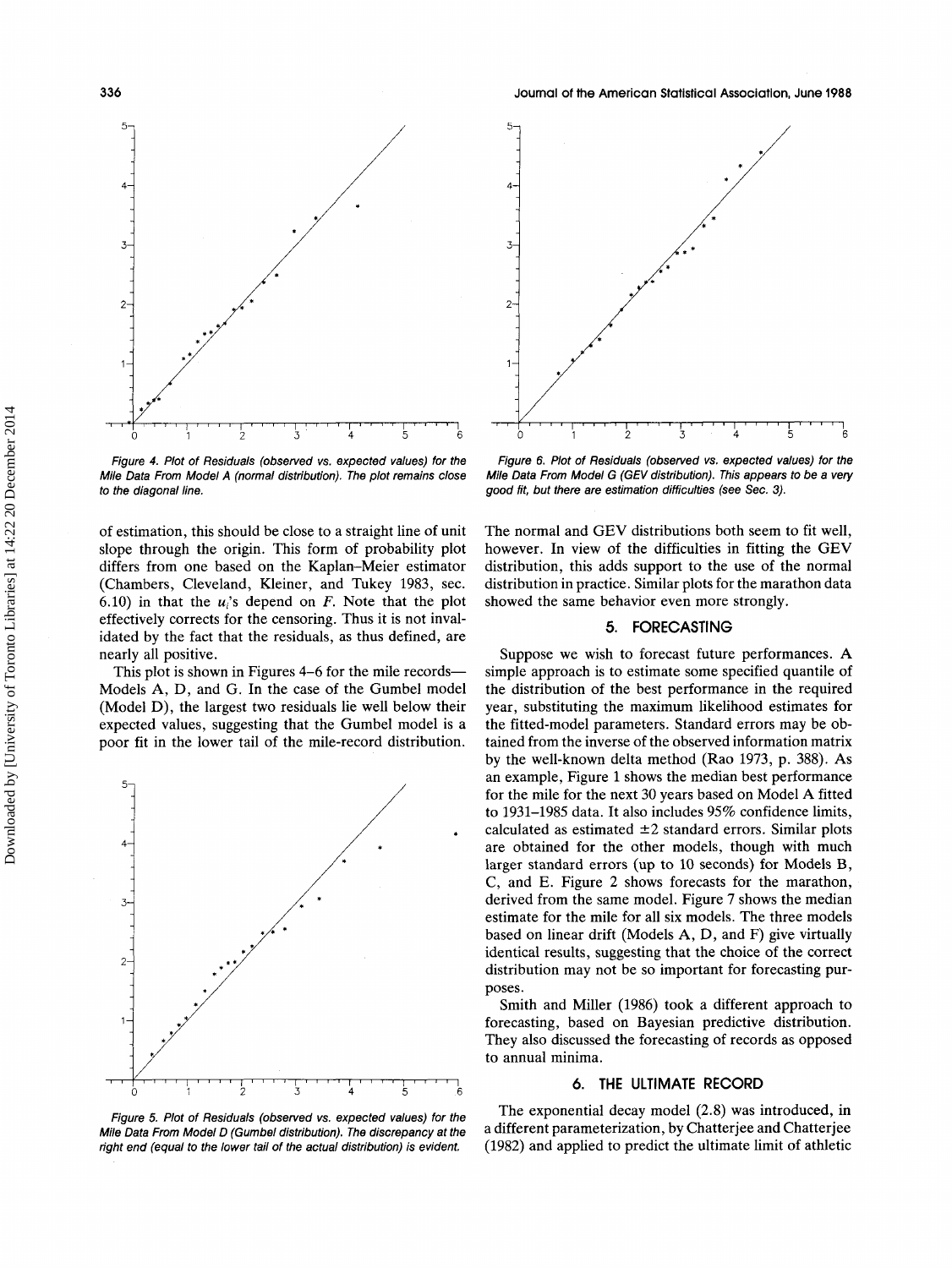Figure 4. Plot of Residuals (observed vs. expected values) for the Mile Data From Model A (normal distribution). The plot remains close to the diagonal line.

of estimation, this should be close to a straight line of unit slope through the origin. This form of probability plot differs from one based on the Kaplan–Meier estimator (Chambers, Cleveland, Kleiner, and Tukey 1983, sec. 6.10) in that the $u_i$'s depend on $F$. Note that the plot effectively corrects for the censoring. Thus it is not invalidated by the fact that the residuals, as thus defined, are nearly all positive.

This plot is shown in Figures 4–6 for the mile records—Models A, D, and G. In the case of the Gumbel model (Model D), the largest two residuals lie well below their expected values, suggesting that the Gumbel model is a poor fit in the lower tail of the mile-record distribution.

Figure 5. Plot of Residuals (observed vs. expected values) for the Mile Data From Model D (Gumbel distribution). The discrepancy at the right end (equal to the lower tail of the actual distribution) is evident.

Figure 6. Plot of Residuals (observed vs. expected values) for the Mile Data From Model G (GEV distribution). This appears to be a very good fit, but there are estimation difficulties (see Sec. 3).

The normal and GEV distributions both seem to fit well, however. In view of the difficulties in fitting the GEV distribution, this adds support to the use of the normal distribution in practice. Similar plots for the marathon data showed the same behavior even more strongly.

## 5. FORECASTING

Suppose we wish to forecast future performances. A simple approach is to estimate some specified quantile of the distribution of the best performance in the required year, substituting the maximum likelihood estimates for the fitted-model parameters. Standard errors may be obtained from the inverse of the observed information matrix by the well-known delta method (Rao 1973, p. 388). As an example, Figure 1 shows the median best performance for the mile for the next 30 years based on Model A fitted to 1931–1985 data. It also includes 95% confidence limits, calculated as estimated $\pm 2$ standard errors. Similar plots are obtained for the other models, though with much larger standard errors (up to 10 seconds) for Models B, C, and E. Figure 2 shows forecasts for the marathon, derived from the same model. Figure 7 shows the median estimate for the mile for all six models. The three models based on linear drift (Models A, D, and F) give virtually identical results, suggesting that the choice of the correct distribution may not be so important for forecasting purposes.

Smith and Miller (1986) took a different approach to forecasting, based on Bayesian predictive distribution. They also discussed the forecasting of records as opposed to annual minima.

## 6. THE ULTIMATE RECORD

The exponential decay model (2.8) was introduced, in a different parameterization, by Chatterjee and Chatterjee (1982) and applied to predict the ultimate limit of athletic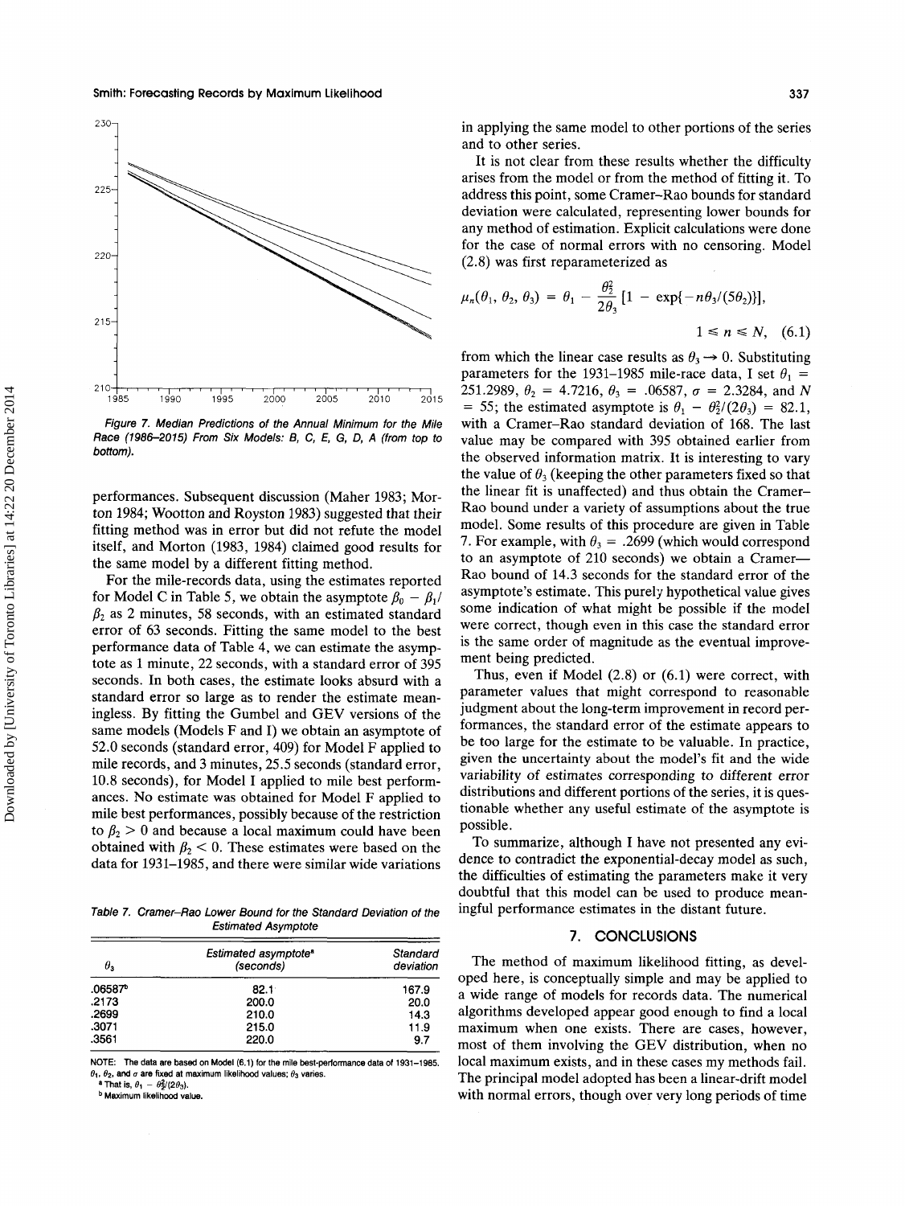Figure 7. Median Predictions of the Annual Minimum for the Mile Race (1986–2015) From Six Models: B, C, E, G, D, A (from top to bottom).

performances. Subsequent discussion (Maher 1983; Morton 1984; Wootton and Royston 1983) suggested that their fitting method was in error but did not refute the model itself, and Morton (1983, 1984) claimed good results for the same model by a different fitting method.

For the mile-records data, using the estimates reported for Model C in Table 5, we obtain the asymptote $\beta_0 - \beta_1/\beta_2$ as 2 minutes, 58 seconds, with an estimated standard error of 63 seconds. Fitting the same model to the best performance data of Table 4, we can estimate the asymptote as 1 minute, 22 seconds, with a standard error of 395 seconds. In both cases, the estimate looks absurd with a standard error so large as to render the estimate meaningless. By fitting the Gumbel and GEV versions of the same models (Models F and I) we obtain an asymptote of 52.0 seconds (standard error, 409) for Model F applied to mile records, and 3 minutes, 25.5 seconds (standard error, 10.8 seconds), for Model I applied to mile best performances. No estimate was obtained for Model F applied to mile best performances, possibly because of the restriction to $\beta_2 > 0$ and because a local maximum could have been obtained with $\beta_2 < 0$. These estimates were based on the data for 1931–1985, and there were similar wide variations in applying the same model to other portions of the series and to other series.

It is not clear from these results whether the difficulty arises from the model or from the method of fitting it. To address this point, some Cramer–Rao bounds for standard deviation were calculated, representing lower bounds for any method of estimation. Explicit calculations were done for the case of normal errors with no censoring. Model (2.8) was first reparameterized as

$$\mu_n(\theta_1, \theta_2, \theta_3) = \theta_1 - \frac{\theta_2^2}{2\theta_3}\left[1 - \exp\{-n\theta_3/(5\theta_2)\}\right],$$

$$1 \leq n \leq N, \quad (6.1)$$

from which the linear case results as $\theta_3 \to 0$. Substituting parameters for the 1931–1985 mile-race data, I set $\theta_1 = 251.2989$, $\theta_2 = 4.7216$, $\theta_3 = .06587$, $\sigma = 2.3284$, and $N = 55$; the estimated asymptote is $\theta_1 - \theta_2^2/(2\theta_3) = 82.1$, with a Cramer–Rao standard deviation of 168. The last value may be compared with 395 obtained earlier from the observed information matrix. It is interesting to vary the value of $\theta_3$ (keeping the other parameters fixed so that the linear fit is unaffected) and thus obtain the Cramer–Rao bound under a variety of assumptions about the true model. Some results of this procedure are given in Table 7. For example, with $\theta_3 = .2699$ (which would correspond to an asymptote of 210 seconds) we obtain a Cramer–Rao bound of 14.3 seconds for the standard error of the asymptote's estimate. This purely hypothetical value gives some indication of what might be possible if the model were correct, though even in this case the standard error is the same order of magnitude as the eventual improvement being predicted.

Thus, even if Model (2.8) or (6.1) were correct, with parameter values that might correspond to reasonable judgment about the long-term improvement in record performances, the standard error of the estimate appears to be too large for the estimate to be valuable. In practice, given the uncertainty about the model's fit and the wide variability of estimates corresponding to different error distributions and different portions of the series, it is questionable whether any useful estimate of the asymptote is possible.

To summarize, although I have not presented any evidence to contradict the exponential-decay model as such, the difficulties of estimating the parameters make it very doubtful that this model can be used to produce meaningful performance estimates in the distant future.

Table 7. Cramer–Rao Lower Bound for the Standard Deviation of the Estimated Asymptote

| $\theta_3$ | Estimated asymptote[a] (seconds) | Standard deviation |
|---|---|---|
| .06587[b] | 82.1 | 167.9 |
| .2173 | 200.0 | 20.0 |
| .2699 | 210.0 | 14.3 |
| .3071 | 215.0 | 11.9 |
| .3561 | 220.0 | 9.7 |

NOTE: The data are based on Model (6.1) for the mile best-performance data of 1931–1985. $\theta_1$, $\theta_2$, and $\sigma$ are fixed at maximum likelihood values; $\theta_3$ varies.

[a] That is, $\theta_1 - \theta_2^2/(2\theta_3)$.

[b] Maximum likelihood value.

## 7. CONCLUSIONS

The method of maximum likelihood fitting, as developed here, is conceptually simple and may be applied to a wide range of models for records data. The numerical algorithms developed appear good enough to find a local maximum when one exists. There are cases, however, most of them involving the GEV distribution, when no local maximum exists, and in these cases my methods fail. The principal model adopted has been a linear-drift model with normal errors, though over very long periods of time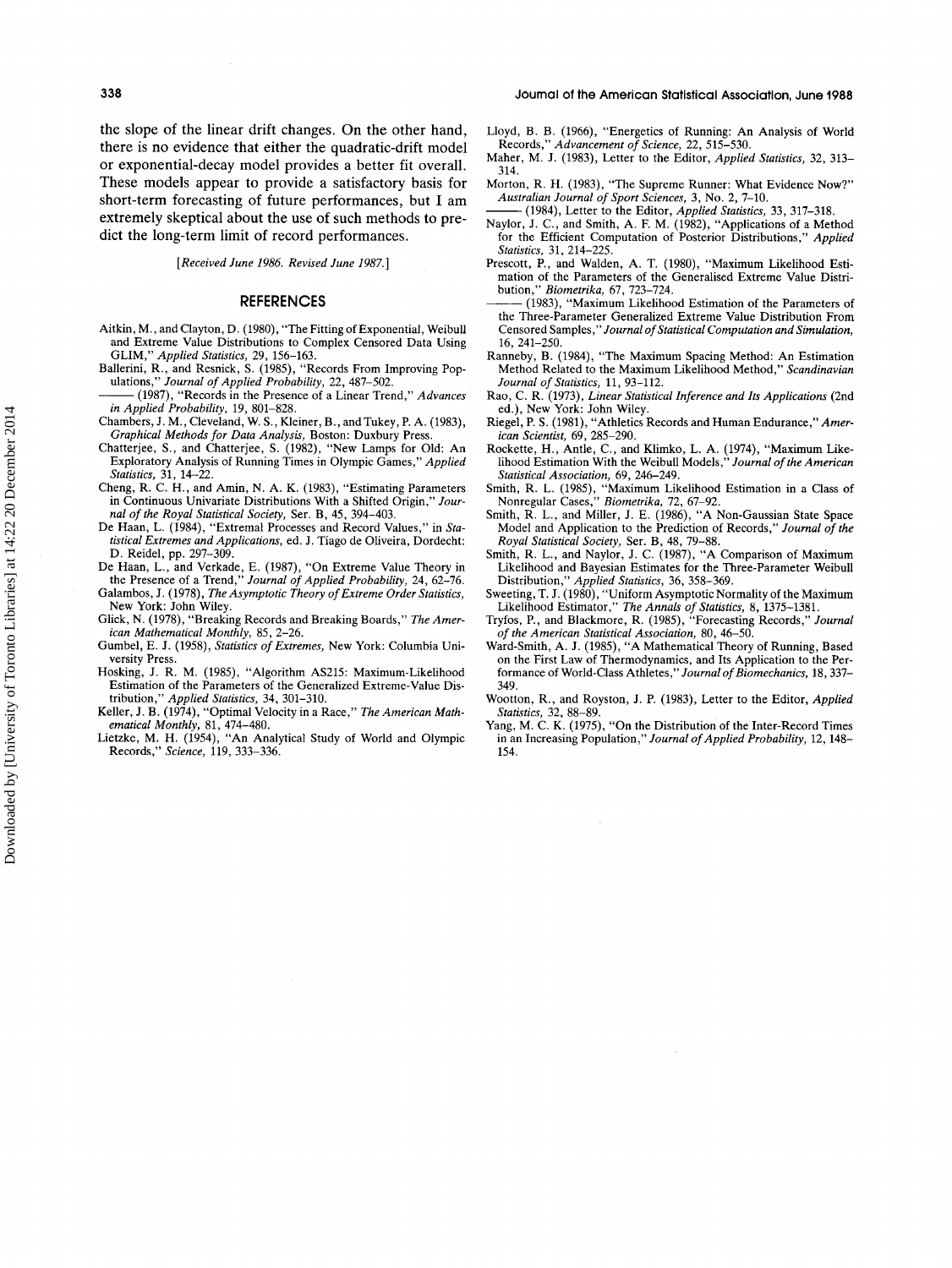the slope of the linear drift changes. On the other hand, there is no evidence that either the quadratic-drift model or exponential-decay model provides a better fit overall. These models appear to provide a satisfactory basis for short-term forecasting of future performances, but I am extremely skeptical about the use of such methods to predict the long-term limit of record performances.

*[Received June 1986. Revised June 1987.]*

## REFERENCES

Aitkin, M., and Clayton, D. (1980), "The Fitting of Exponential, Weibull and Extreme Value Distributions to Complex Censored Data Using GLIM," *Applied Statistics*, 29, 156–163.

Ballerini, R., and Resnick, S. (1985), "Records From Improving Populations," *Journal of Applied Probability*, 22, 487–502.

——— (1987), "Records in the Presence of a Linear Trend," *Advances in Applied Probability*, 19, 801–828.

Chambers, J. M., Cleveland, W. S., Kleiner, B., and Tukey, P. A. (1983), *Graphical Methods for Data Analysis*, Boston: Duxbury Press.

Chatterjee, S., and Chatterjee, S. (1982), "New Lamps for Old: An Exploratory Analysis of Running Times in Olympic Games," *Applied Statistics*, 31, 14–22.

Cheng, R. C. H., and Amin, N. A. K. (1983), "Estimating Parameters in Continuous Univariate Distributions With a Shifted Origin," *Journal of the Royal Statistical Society*, Ser. B, 45, 394–403.

De Haan, L. (1984), "Extremal Processes and Record Values," in *Statistical Extremes and Applications*, ed. J. Tiago de Oliveira, Dordecht: D. Reidel, pp. 297–309.

De Haan, L., and Verkade, E. (1987), "On Extreme Value Theory in the Presence of a Trend," *Journal of Applied Probability*, 24, 62–76.

Galambos, J. (1978), *The Asymptotic Theory of Extreme Order Statistics*, New York: John Wiley.

Glick, N. (1978), "Breaking Records and Breaking Boards," *The American Mathematical Monthly*, 85, 2–26.

Gumbel, E. J. (1958), *Statistics of Extremes*, New York: Columbia University Press.

Hosking, J. R. M. (1985), "Algorithm AS215: Maximum-Likelihood Estimation of the Parameters of the Generalized Extreme-Value Distribution," *Applied Statistics*, 34, 301–310.

Keller, J. B. (1974), "Optimal Velocity in a Race," *The American Mathematical Monthly*, 81, 474–480.

Lietzke, M. H. (1954), "An Analytical Study of World and Olympic Records," *Science*, 119, 333–336.

Lloyd, B. B. (1966), "Energetics of Running: An Analysis of World Records," *Advancement of Science*, 22, 515–530.

Maher, M. J. (1983), Letter to the Editor, *Applied Statistics*, 32, 313–314.

Morton, R. H. (1983), "The Supreme Runner: What Evidence Now?" *Australian Journal of Sport Sciences*, 3, No. 2, 7–10.

——— (1984), Letter to the Editor, *Applied Statistics*, 33, 317–318.

Naylor, J. C., and Smith, A. F. M. (1982), "Applications of a Method for the Efficient Computation of Posterior Distributions," *Applied Statistics*, 31, 214–225.

Prescott, P., and Walden, A. T. (1980), "Maximum Likelihood Estimation of the Parameters of the Generalised Extreme Value Distribution," *Biometrika*, 67, 723–724.

——— (1983), "Maximum Likelihood Estimation of the Parameters of the Three-Parameter Generalized Extreme Value Distribution From Censored Samples," *Journal of Statistical Computation and Simulation*, 16, 241–250.

Ranneby, B. (1984), "The Maximum Spacing Method: An Estimation Method Related to the Maximum Likelihood Method," *Scandinavian Journal of Statistics*, 11, 93–112.

Rao, C. R. (1973), *Linear Statistical Inference and Its Applications* (2nd ed.), New York: John Wiley.

Riegel, P. S. (1981), "Athletics Records and Human Endurance," *American Scientist*, 69, 285–290.

Rockette, H., Antle, C., and Klimko, L. A. (1974), "Maximum Likelihood Estimation With the Weibull Models," *Journal of the American Statistical Association*, 69, 246–249.

Smith, R. L. (1985), "Maximum Likelihood Estimation in a Class of Nonregular Cases," *Biometrika*, 72, 67–92.

Smith, R. L., and Miller, J. E. (1986), "A Non-Gaussian State Space Model and Application to the Prediction of Records," *Journal of the Royal Statistical Society*, Ser. B, 48, 79–88.

Smith, R. L., and Naylor, J. C. (1987), "A Comparison of Maximum Likelihood and Bayesian Estimates for the Three-Parameter Weibull Distribution," *Applied Statistics*, 36, 358–369.

Sweeting, T. J. (1980), "Uniform Asymptotic Normality of the Maximum Likelihood Estimator," *The Annals of Statistics*, 8, 1375–1381.

Tryfos, P., and Blackmore, R. (1985), "Forecasting Records," *Journal of the American Statistical Association*, 80, 46–50.

Ward-Smith, A. J. (1985), "A Mathematical Theory of Running, Based on the First Law of Thermodynamics, and Its Application to the Performance of World-Class Athletes," *Journal of Biomechanics*, 18, 337–349.

Wootton, R., and Royston, J. P. (1983), Letter to the Editor, *Applied Statistics*, 32, 88–89.

Yang, M. C. K. (1975), "On the Distribution of the Inter-Record Times in an Increasing Population," *Journal of Applied Probability*, 12, 148–154.